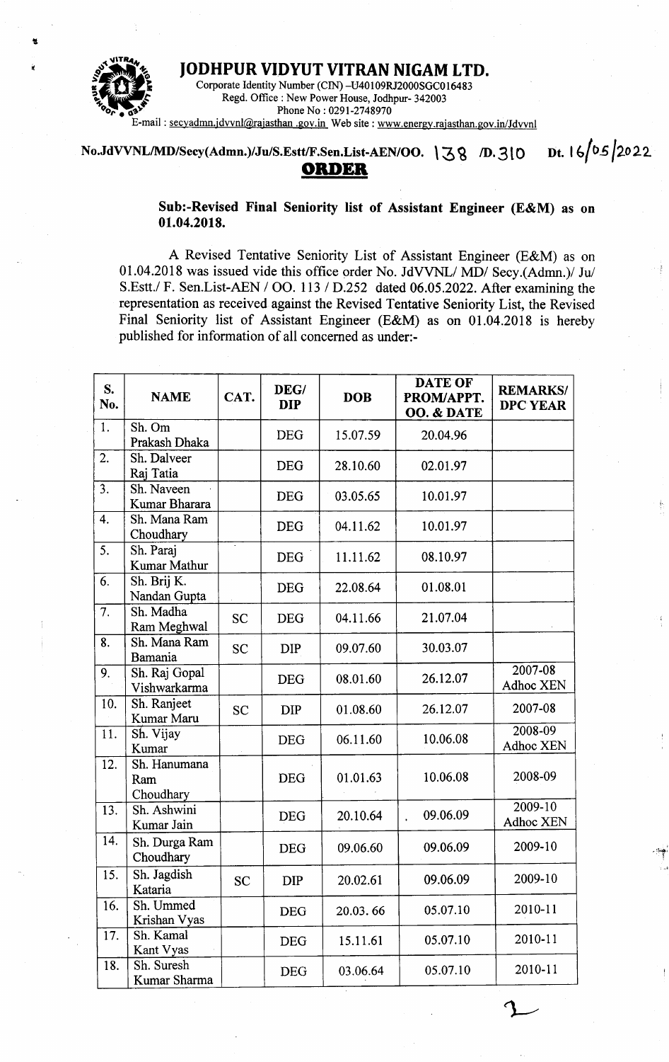# JODHPUR VIDYUT VITRAN NIGAM LTD.

Corporate Identity Number (CIN) –U40109RJ2000SGC016483
Regd. Office : New Power House, Jodhpur- 342003
Phone No : 0291-2748970
E-mail : secyadmn.jdvvnl@rajasthan .gov.in Web site : www.energy.rajasthan.gov.in/Jdvvnl

**No.JdVVNL/MD/Secy(Admn.)/Ju/S.Estt/F.Sen.List-AEN/OO. 138 /D.310 Dt. 16/05/2022**

## ORDER

**Sub:-Revised Final Seniority list of Assistant Engineer (E&M) as on 01.04.2018.**

A Revised Tentative Seniority List of Assistant Engineer (E&M) as on 01.04.2018 was issued vide this office order No. JdVVNL/ MD/ Secy.(Admn.)/ Ju/ S.Estt./ F. Sen.List-AEN / OO. 113 / D.252 dated 06.05.2022. After examining the representation as received against the Revised Tentative Seniority List, the Revised Final Seniority list of Assistant Engineer (E&M) as on 01.04.2018 is hereby published for information of all concerned as under:-

| S. No. | NAME | CAT. | DEG/ DIP | DOB | DATE OF PROM/APPT. OO. & DATE | REMARKS/ DPC YEAR |
|---|---|---|---|---|---|---|
| 1. | Sh. Om Prakash Dhaka | | DEG | 15.07.59 | 20.04.96 | |
| 2. | Sh. Dalveer Raj Tatia | | DEG | 28.10.60 | 02.01.97 | |
| 3. | Sh. Naveen Kumar Bharara | | DEG | 03.05.65 | 10.01.97 | |
| 4. | Sh. Mana Ram Choudhary | | DEG | 04.11.62 | 10.01.97 | |
| 5. | Sh. Paraj Kumar Mathur | | DEG | 11.11.62 | 08.10.97 | |
| 6. | Sh. Brij K. Nandan Gupta | | DEG | 22.08.64 | 01.08.01 | |
| 7. | Sh. Madha Ram Meghwal | SC | DEG | 04.11.66 | 21.07.04 | |
| 8. | Sh. Mana Ram Bamania | SC | DIP | 09.07.60 | 30.03.07 | |
| 9. | Sh. Raj Gopal Vishwarkarma | | DEG | 08.01.60 | 26.12.07 | 2007-08 Adhoc XEN |
| 10. | Sh. Ranjeet Kumar Maru | SC | DIP | 01.08.60 | 26.12.07 | 2007-08 |
| 11. | Sh. Vijay Kumar | | DEG | 06.11.60 | 10.06.08 | 2008-09 Adhoc XEN |
| 12. | Sh. Hanumana Ram Choudhary | | DEG | 01.01.63 | 10.06.08 | 2008-09 |
| 13. | Sh. Ashwini Kumar Jain | | DEG | 20.10.64 | 09.06.09 | 2009-10 Adhoc XEN |
| 14. | Sh. Durga Ram Choudhary | | DEG | 09.06.60 | 09.06.09 | 2009-10 |
| 15. | Sh. Jagdish Kataria | SC | DIP | 20.02.61 | 09.06.09 | 2009-10 |
| 16. | Sh. Ummed Krishan Vyas | | DEG | 20.03. 66 | 05.07.10 | 2010-11 |
| 17. | Sh. Kamal Kant Vyas | | DEG | 15.11.61 | 05.07.10 | 2010-11 |
| 18. | Sh. Suresh Kumar Sharma | | DEG | 03.06.64 | 05.07.10 | 2010-11 |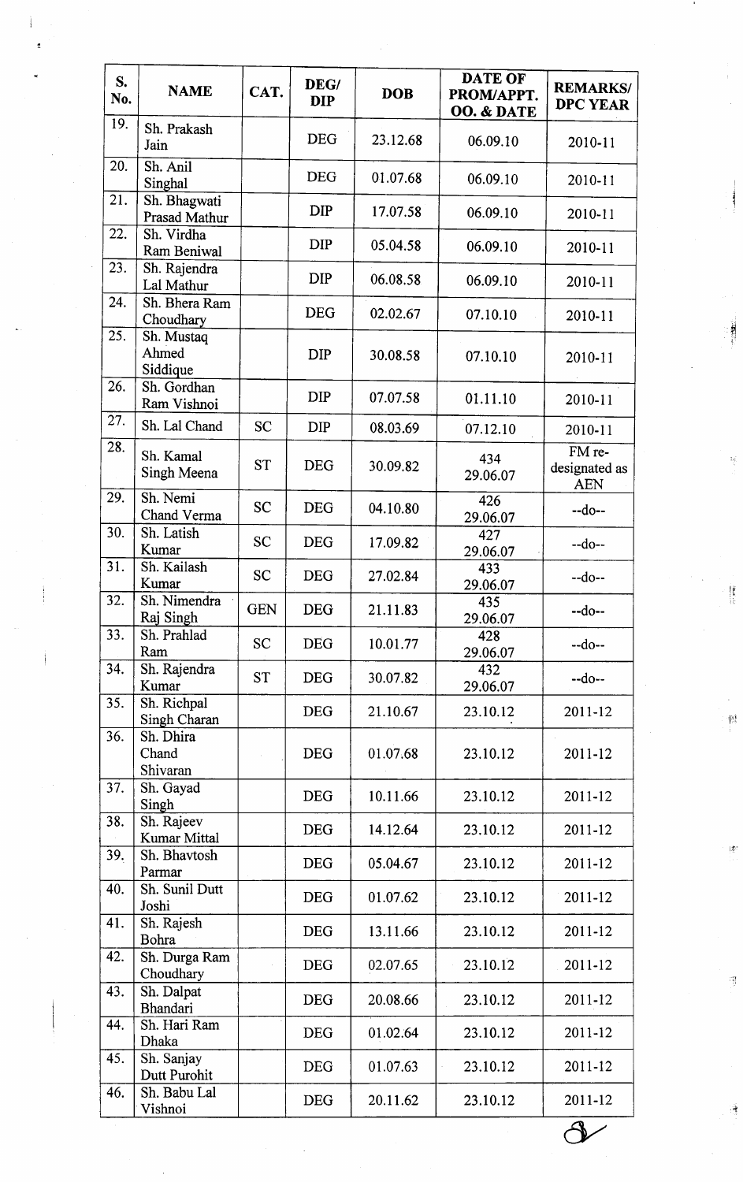| S. No. | NAME | CAT. | DEG/ DIP | DOB | DATE OF PROM/APPT. OO. & DATE | REMARKS/ DPC YEAR |
|---|---|---|---|---|---|---|
| 19. | Sh. Prakash Jain | | DEG | 23.12.68 | 06.09.10 | 2010-11 |
| 20. | Sh. Anil Singhal | | DEG | 01.07.68 | 06.09.10 | 2010-11 |
| 21. | Sh. Bhagwati Prasad Mathur | | DIP | 17.07.58 | 06.09.10 | 2010-11 |
| 22. | Sh. Virdha Ram Beniwal | | DIP | 05.04.58 | 06.09.10 | 2010-11 |
| 23. | Sh. Rajendra Lal Mathur | | DIP | 06.08.58 | 06.09.10 | 2010-11 |
| 24. | Sh. Bhera Ram Choudhary | | DEG | 02.02.67 | 07.10.10 | 2010-11 |
| 25. | Sh. Mustaq Ahmed Siddique | | DIP | 30.08.58 | 07.10.10 | 2010-11 |
| 26. | Sh. Gordhan Ram Vishnoi | | DIP | 07.07.58 | 01.11.10 | 2010-11 |
| 27. | Sh. Lal Chand | SC | DIP | 08.03.69 | 07.12.10 | 2010-11 |
| 28. | Sh. Kamal Singh Meena | ST | DEG | 30.09.82 | 434 29.06.07 | FM re-designated as AEN |
| 29. | Sh. Nemi Chand Verma | SC | DEG | 04.10.80 | 426 29.06.07 | --do-- |
| 30. | Sh. Latish Kumar | SC | DEG | 17.09.82 | 427 29.06.07 | --do-- |
| 31. | Sh. Kailash Kumar | SC | DEG | 27.02.84 | 433 29.06.07 | --do-- |
| 32. | Sh. Nimendra Raj Singh | GEN | DEG | 21.11.83 | 435 29.06.07 | --do-- |
| 33. | Sh. Prahlad Ram | SC | DEG | 10.01.77 | 428 29.06.07 | --do-- |
| 34. | Sh. Rajendra Kumar | ST | DEG | 30.07.82 | 432 29.06.07 | --do-- |
| 35. | Sh. Richpal Singh Charan | | DEG | 21.10.67 | 23.10.12 | 2011-12 |
| 36. | Sh. Dhira Chand Shivaran | | DEG | 01.07.68 | 23.10.12 | 2011-12 |
| 37. | Sh. Gayad Singh | | DEG | 10.11.66 | 23.10.12 | 2011-12 |
| 38. | Sh. Rajeev Kumar Mittal | | DEG | 14.12.64 | 23.10.12 | 2011-12 |
| 39. | Sh. Bhavtosh Parmar | | DEG | 05.04.67 | 23.10.12 | 2011-12 |
| 40. | Sh. Sunil Dutt Joshi | | DEG | 01.07.62 | 23.10.12 | 2011-12 |
| 41. | Sh. Rajesh Bohra | | DEG | 13.11.66 | 23.10.12 | 2011-12 |
| 42. | Sh. Durga Ram Choudhary | | DEG | 02.07.65 | 23.10.12 | 2011-12 |
| 43. | Sh. Dalpat Bhandari | | DEG | 20.08.66 | 23.10.12 | 2011-12 |
| 44. | Sh. Hari Ram Dhaka | | DEG | 01.02.64 | 23.10.12 | 2011-12 |
| 45. | Sh. Sanjay Dutt Purohit | | DEG | 01.07.63 | 23.10.12 | 2011-12 |
| 46. | Sh. Babu Lal Vishnoi | | DEG | 20.11.62 | 23.10.12 | 2011-12 |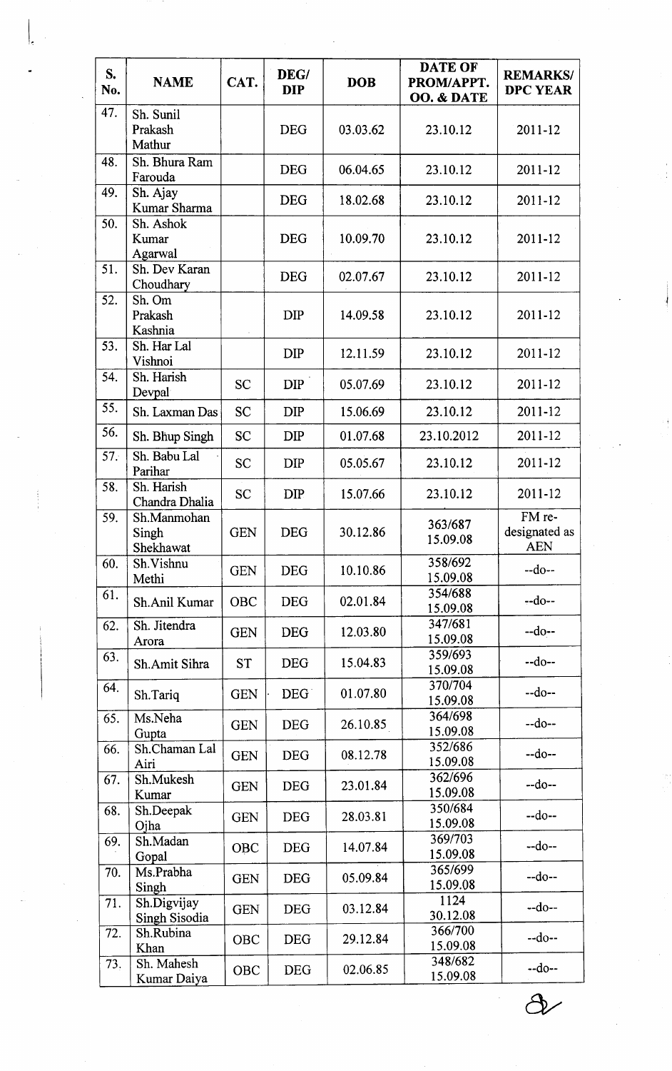| S. No. | NAME | CAT. | DEG/ DIP | DOB | DATE OF PROM/APPT. OO. & DATE | REMARKS/ DPC YEAR |
|---|---|---|---|---|---|---|
| 47. | Sh. Sunil Prakash Mathur | | DEG | 03.03.62 | 23.10.12 | 2011-12 |
| 48. | Sh. Bhura Ram Farouda | | DEG | 06.04.65 | 23.10.12 | 2011-12 |
| 49. | Sh. Ajay Kumar Sharma | | DEG | 18.02.68 | 23.10.12 | 2011-12 |
| 50. | Sh. Ashok Kumar Agarwal | | DEG | 10.09.70 | 23.10.12 | 2011-12 |
| 51. | Sh. Dev Karan Choudhary | | DEG | 02.07.67 | 23.10.12 | 2011-12 |
| 52. | Sh. Om Prakash Kashnia | | DIP | 14.09.58 | 23.10.12 | 2011-12 |
| 53. | Sh. Har Lal Vishnoi | | DIP | 12.11.59 | 23.10.12 | 2011-12 |
| 54. | Sh. Harish Devpal | SC | DIP | 05.07.69 | 23.10.12 | 2011-12 |
| 55. | Sh. Laxman Das | SC | DIP | 15.06.69 | 23.10.12 | 2011-12 |
| 56. | Sh. Bhup Singh | SC | DIP | 01.07.68 | 23.10.2012 | 2011-12 |
| 57. | Sh. Babu Lal Parihar | SC | DIP | 05.05.67 | 23.10.12 | 2011-12 |
| 58. | Sh. Harish Chandra Dhalia | SC | DIP | 15.07.66 | 23.10.12 | 2011-12 |
| 59. | Sh.Manmohan Singh Shekhawat | GEN | DEG | 30.12.86 | 363/687 15.09.08 | FM re-designated as AEN |
| 60. | Sh.Vishnu Methi | GEN | DEG | 10.10.86 | 358/692 15.09.08 | --do-- |
| 61. | Sh.Anil Kumar | OBC | DEG | 02.01.84 | 354/688 15.09.08 | --do-- |
| 62. | Sh. Jitendra Arora | GEN | DEG | 12.03.80 | 347/681 15.09.08 | --do-- |
| 63. | Sh.Amit Sihra | ST | DEG | 15.04.83 | 359/693 15.09.08 | --do-- |
| 64. | Sh.Tariq | GEN | DEG | 01.07.80 | 370/704 15.09.08 | --do-- |
| 65. | Ms.Neha Gupta | GEN | DEG | 26.10.85 | 364/698 15.09.08 | --do-- |
| 66. | Sh.Chaman Lal Airi | GEN | DEG | 08.12.78 | 352/686 15.09.08 | --do-- |
| 67. | Sh.Mukesh Kumar | GEN | DEG | 23.01.84 | 362/696 15.09.08 | --do-- |
| 68. | Sh.Deepak Ojha | GEN | DEG | 28.03.81 | 350/684 15.09.08 | --do-- |
| 69. | Sh.Madan Gopal | OBC | DEG | 14.07.84 | 369/703 15.09.08 | --do-- |
| 70. | Ms.Prabha Singh | GEN | DEG | 05.09.84 | 365/699 15.09.08 | --do-- |
| 71. | Sh.Digvijay Singh Sisodia | GEN | DEG | 03.12.84 | 1124 30.12.08 | --do-- |
| 72. | Sh.Rubina Khan | OBC | DEG | 29.12.84 | 366/700 15.09.08 | --do-- |
| 73. | Sh. Mahesh Kumar Daiya | OBC | DEG | 02.06.85 | 348/682 15.09.08 | --do-- |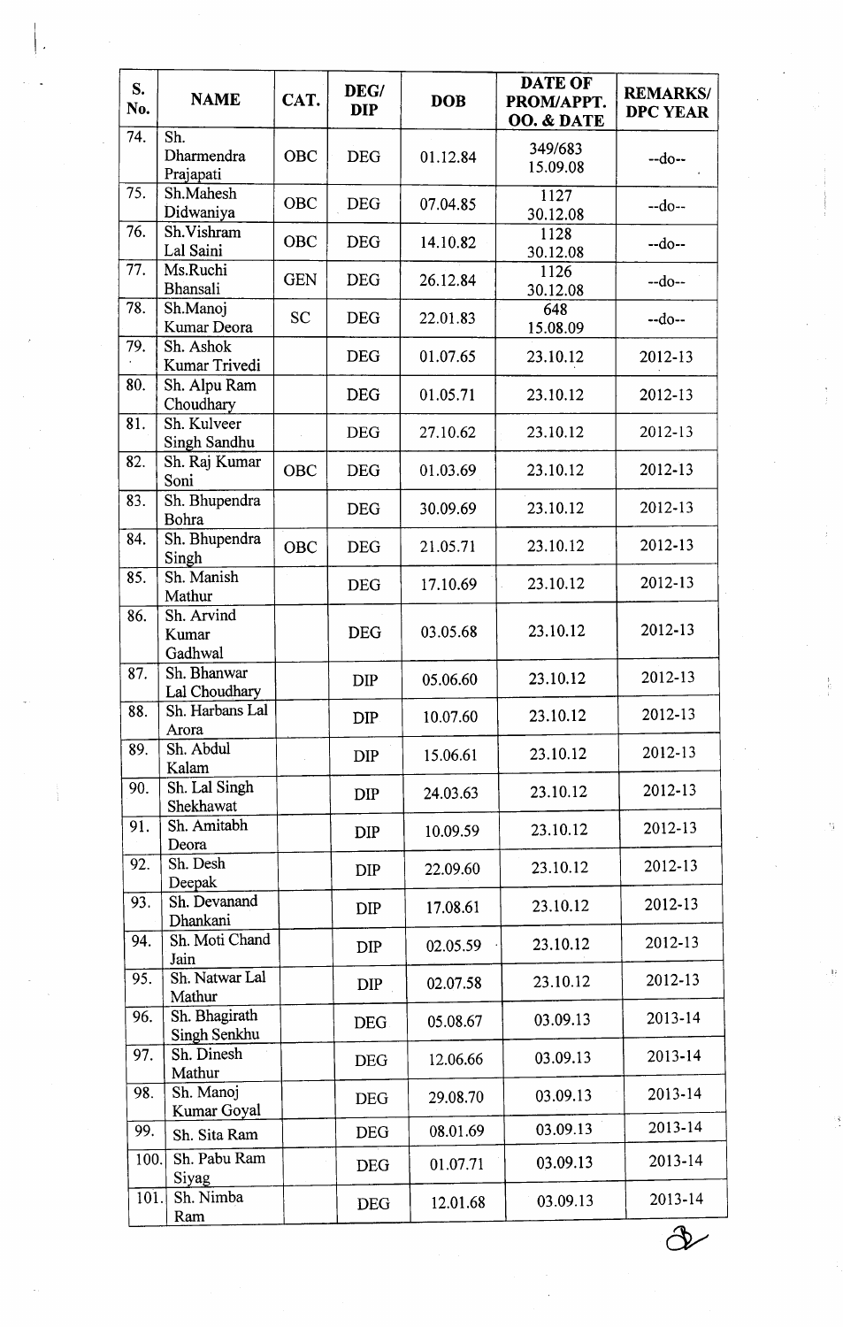| S. No. | NAME | CAT. | DEG/ DIP | DOB | DATE OF PROM/APPT. OO. & DATE | REMARKS/ DPC YEAR |
|---|---|---|---|---|---|---|
| 74. | Sh. Dharmendra Prajapati | OBC | DEG | 01.12.84 | 349/683 15.09.08 | --do-- |
| 75. | Sh.Mahesh Didwaniya | OBC | DEG | 07.04.85 | 1127 30.12.08 | --do-- |
| 76. | Sh.Vishram Lal Saini | OBC | DEG | 14.10.82 | 1128 30.12.08 | --do-- |
| 77. | Ms.Ruchi Bhansali | GEN | DEG | 26.12.84 | 1126 30.12.08 | --do-- |
| 78. | Sh.Manoj Kumar Deora | SC | DEG | 22.01.83 | 648 15.08.09 | --do-- |
| 79. | Sh. Ashok Kumar Trivedi | | DEG | 01.07.65 | 23.10.12 | 2012-13 |
| 80. | Sh. Alpu Ram Choudhary | | DEG | 01.05.71 | 23.10.12 | 2012-13 |
| 81. | Sh. Kulveer Singh Sandhu | | DEG | 27.10.62 | 23.10.12 | 2012-13 |
| 82. | Sh. Raj Kumar Soni | OBC | DEG | 01.03.69 | 23.10.12 | 2012-13 |
| 83. | Sh. Bhupendra Bohra | | DEG | 30.09.69 | 23.10.12 | 2012-13 |
| 84. | Sh. Bhupendra Singh | OBC | DEG | 21.05.71 | 23.10.12 | 2012-13 |
| 85. | Sh. Manish Mathur | | DEG | 17.10.69 | 23.10.12 | 2012-13 |
| 86. | Sh. Arvind Kumar Gadhwal | | DEG | 03.05.68 | 23.10.12 | 2012-13 |
| 87. | Sh. Bhanwar Lal Choudhary | | DIP | 05.06.60 | 23.10.12 | 2012-13 |
| 88. | Sh. Harbans Lal Arora | | DIP | 10.07.60 | 23.10.12 | 2012-13 |
| 89. | Sh. Abdul Kalam | | DIP | 15.06.61 | 23.10.12 | 2012-13 |
| 90. | Sh. Lal Singh Shekhawat | | DIP | 24.03.63 | 23.10.12 | 2012-13 |
| 91. | Sh. Amitabh Deora | | DIP | 10.09.59 | 23.10.12 | 2012-13 |
| 92. | Sh. Desh Deepak | | DIP | 22.09.60 | 23.10.12 | 2012-13 |
| 93. | Sh. Devanand Dhankani | | DIP | 17.08.61 | 23.10.12 | 2012-13 |
| 94. | Sh. Moti Chand Jain | | DIP | 02.05.59 | 23.10.12 | 2012-13 |
| 95. | Sh. Natwar Lal Mathur | | DIP | 02.07.58 | 23.10.12 | 2012-13 |
| 96. | Sh. Bhagirath Singh Senkhu | | DEG | 05.08.67 | 03.09.13 | 2013-14 |
| 97. | Sh. Dinesh Mathur | | DEG | 12.06.66 | 03.09.13 | 2013-14 |
| 98. | Sh. Manoj Kumar Goyal | | DEG | 29.08.70 | 03.09.13 | 2013-14 |
| 99. | Sh. Sita Ram | | DEG | 08.01.69 | 03.09.13 | 2013-14 |
| 100. | Sh. Pabu Ram Siyag | | DEG | 01.07.71 | 03.09.13 | 2013-14 |
| 101. | Sh. Nimba Ram | | DEG | 12.01.68 | 03.09.13 | 2013-14 |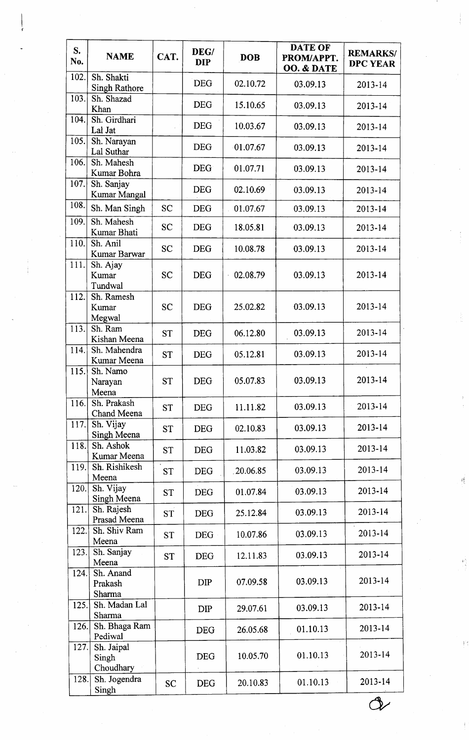| S. No. | NAME | CAT. | DEG/ DIP | DOB | DATE OF PROM/APPT. OO. & DATE | REMARKS/ DPC YEAR |
|---|---|---|---|---|---|---|
| 102. | Sh. Shakti Singh Rathore | | DEG | 02.10.72 | 03.09.13 | 2013-14 |
| 103. | Sh. Shazad Khan | | DEG | 15.10.65 | 03.09.13 | 2013-14 |
| 104. | Sh. Girdhari Lal Jat | | DEG | 10.03.67 | 03.09.13 | 2013-14 |
| 105. | Sh. Narayan Lal Suthar | | DEG | 01.07.67 | 03.09.13 | 2013-14 |
| 106. | Sh. Mahesh Kumar Bohra | | DEG | 01.07.71 | 03.09.13 | 2013-14 |
| 107. | Sh. Sanjay Kumar Mangal | | DEG | 02.10.69 | 03.09.13 | 2013-14 |
| 108. | Sh. Man Singh | SC | DEG | 01.07.67 | 03.09.13 | 2013-14 |
| 109. | Sh. Mahesh Kumar Bhati | SC | DEG | 18.05.81 | 03.09.13 | 2013-14 |
| 110. | Sh. Anil Kumar Barwar | SC | DEG | 10.08.78 | 03.09.13 | 2013-14 |
| 111. | Sh. Ajay Kumar Tundwal | SC | DEG | 02.08.79 | 03.09.13 | 2013-14 |
| 112. | Sh. Ramesh Kumar Megwal | SC | DEG | 25.02.82 | 03.09.13 | 2013-14 |
| 113. | Sh. Ram Kishan Meena | ST | DEG | 06.12.80 | 03.09.13 | 2013-14 |
| 114. | Sh. Mahendra Kumar Meena | ST | DEG | 05.12.81 | 03.09.13 | 2013-14 |
| 115. | Sh. Namo Narayan Meena | ST | DEG | 05.07.83 | 03.09.13 | 2013-14 |
| 116. | Sh. Prakash Chand Meena | ST | DEG | 11.11.82 | 03.09.13 | 2013-14 |
| 117. | Sh. Vijay Singh Meena | ST | DEG | 02.10.83 | 03.09.13 | 2013-14 |
| 118. | Sh. Ashok Kumar Meena | ST | DEG | 11.03.82 | 03.09.13 | 2013-14 |
| 119. | Sh. Rishikesh Meena | ST | DEG | 20.06.85 | 03.09.13 | 2013-14 |
| 120. | Sh. Vijay Singh Meena | ST | DEG | 01.07.84 | 03.09.13 | 2013-14 |
| 121. | Sh. Rajesh Prasad Meena | ST | DEG | 25.12.84 | 03.09.13 | 2013-14 |
| 122. | Sh. Shiv Ram Meena | ST | DEG | 10.07.86 | 03.09.13 | 2013-14 |
| 123. | Sh. Sanjay Meena | ST | DEG | 12.11.83 | 03.09.13 | 2013-14 |
| 124. | Sh. Anand Prakash Sharma | | DIP | 07.09.58 | 03.09.13 | 2013-14 |
| 125. | Sh. Madan Lal Sharma | | DIP | 29.07.61 | 03.09.13 | 2013-14 |
| 126. | Sh. Bhaga Ram Pediwal | | DEG | 26.05.68 | 01.10.13 | 2013-14 |
| 127. | Sh. Jaipal Singh Choudhary | | DEG | 10.05.70 | 01.10.13 | 2013-14 |
| 128. | Sh. Jogendra Singh | SC | DEG | 20.10.83 | 01.10.13 | 2013-14 |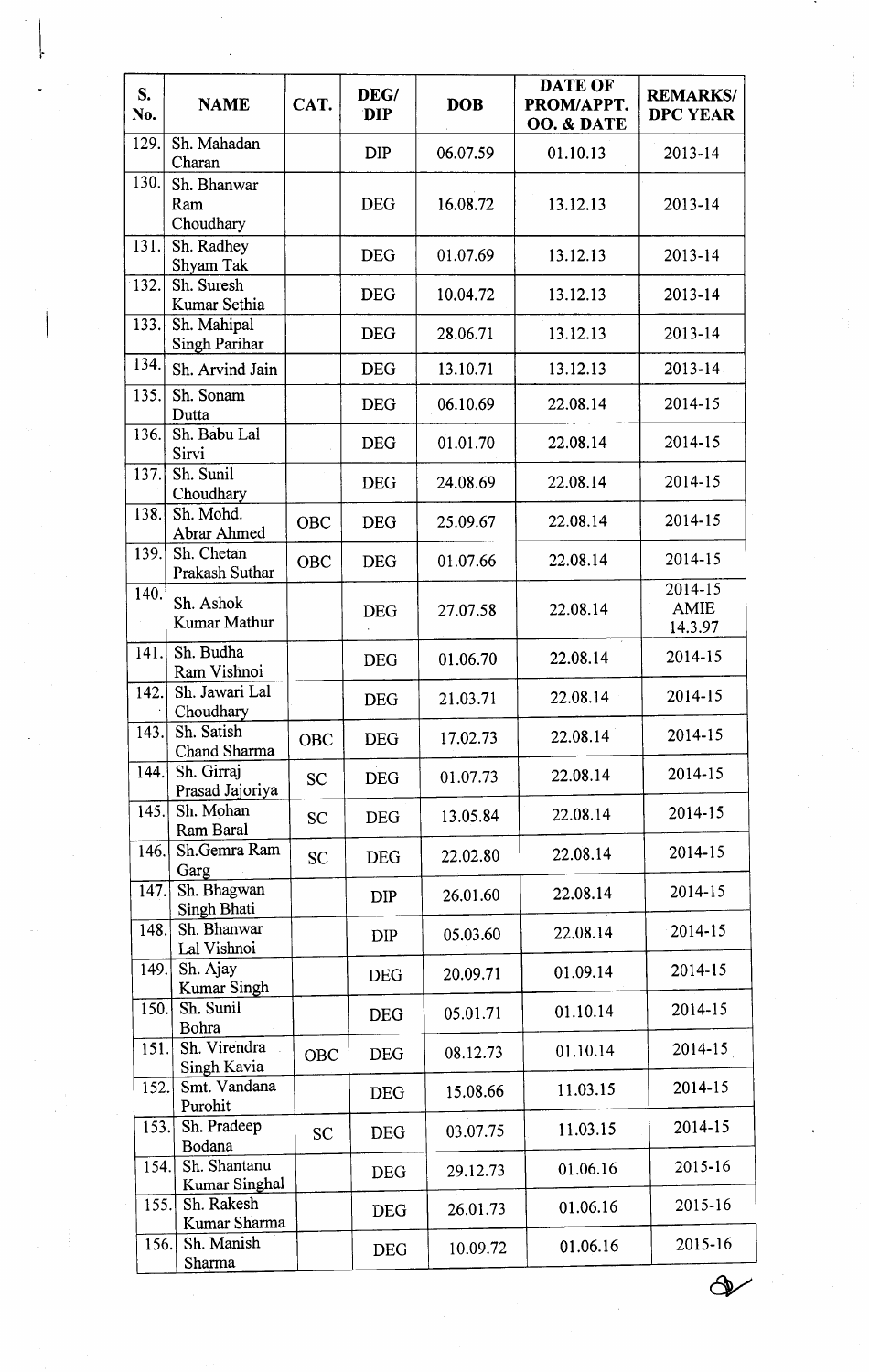| S. No. | NAME | CAT. | DEG/ DIP | DOB | DATE OF PROM/APPT. OO. & DATE | REMARKS/ DPC YEAR |
|---|---|---|---|---|---|---|
| 129. | Sh. Mahadan Charan | | DIP | 06.07.59 | 01.10.13 | 2013-14 |
| 130. | Sh. Bhanwar Ram Choudhary | | DEG | 16.08.72 | 13.12.13 | 2013-14 |
| 131. | Sh. Radhey Shyam Tak | | DEG | 01.07.69 | 13.12.13 | 2013-14 |
| 132. | Sh. Suresh Kumar Sethia | | DEG | 10.04.72 | 13.12.13 | 2013-14 |
| 133. | Sh. Mahipal Singh Parihar | | DEG | 28.06.71 | 13.12.13 | 2013-14 |
| 134. | Sh. Arvind Jain | | DEG | 13.10.71 | 13.12.13 | 2013-14 |
| 135. | Sh. Sonam Dutta | | DEG | 06.10.69 | 22.08.14 | 2014-15 |
| 136. | Sh. Babu Lal Sirvi | | DEG | 01.01.70 | 22.08.14 | 2014-15 |
| 137. | Sh. Sunil Choudhary | | DEG | 24.08.69 | 22.08.14 | 2014-15 |
| 138. | Sh. Mohd. Abrar Ahmed | OBC | DEG | 25.09.67 | 22.08.14 | 2014-15 |
| 139. | Sh. Chetan Prakash Suthar | OBC | DEG | 01.07.66 | 22.08.14 | 2014-15 |
| 140. | Sh. Ashok Kumar Mathur | | DEG | 27.07.58 | 22.08.14 | 2014-15 AMIE 14.3.97 |
| 141. | Sh. Budha Ram Vishnoi | | DEG | 01.06.70 | 22.08.14 | 2014-15 |
| 142. | Sh. Jawari Lal Choudhary | | DEG | 21.03.71 | 22.08.14 | 2014-15 |
| 143. | Sh. Satish Chand Sharma | OBC | DEG | 17.02.73 | 22.08.14 | 2014-15 |
| 144. | Sh. Girraj Prasad Jajoriya | SC | DEG | 01.07.73 | 22.08.14 | 2014-15 |
| 145. | Sh. Mohan Ram Baral | SC | DEG | 13.05.84 | 22.08.14 | 2014-15 |
| 146. | Sh.Gemra Ram Garg | SC | DEG | 22.02.80 | 22.08.14 | 2014-15 |
| 147. | Sh. Bhagwan Singh Bhati | | DIP | 26.01.60 | 22.08.14 | 2014-15 |
| 148. | Sh. Bhanwar Lal Vishnoi | | DIP | 05.03.60 | 22.08.14 | 2014-15 |
| 149. | Sh. Ajay Kumar Singh | | DEG | 20.09.71 | 01.09.14 | 2014-15 |
| 150. | Sh. Sunil Bohra | | DEG | 05.01.71 | 01.10.14 | 2014-15 |
| 151. | Sh. Virendra Singh Kavia | OBC | DEG | 08.12.73 | 01.10.14 | 2014-15 |
| 152. | Smt. Vandana Purohit | | DEG | 15.08.66 | 11.03.15 | 2014-15 |
| 153. | Sh. Pradeep Bodana | SC | DEG | 03.07.75 | 11.03.15 | 2014-15 |
| 154. | Sh. Shantanu Kumar Singhal | | DEG | 29.12.73 | 01.06.16 | 2015-16 |
| 155. | Sh. Rakesh Kumar Sharma | | DEG | 26.01.73 | 01.06.16 | 2015-16 |
| 156. | Sh. Manish Sharma | | DEG | 10.09.72 | 01.06.16 | 2015-16 |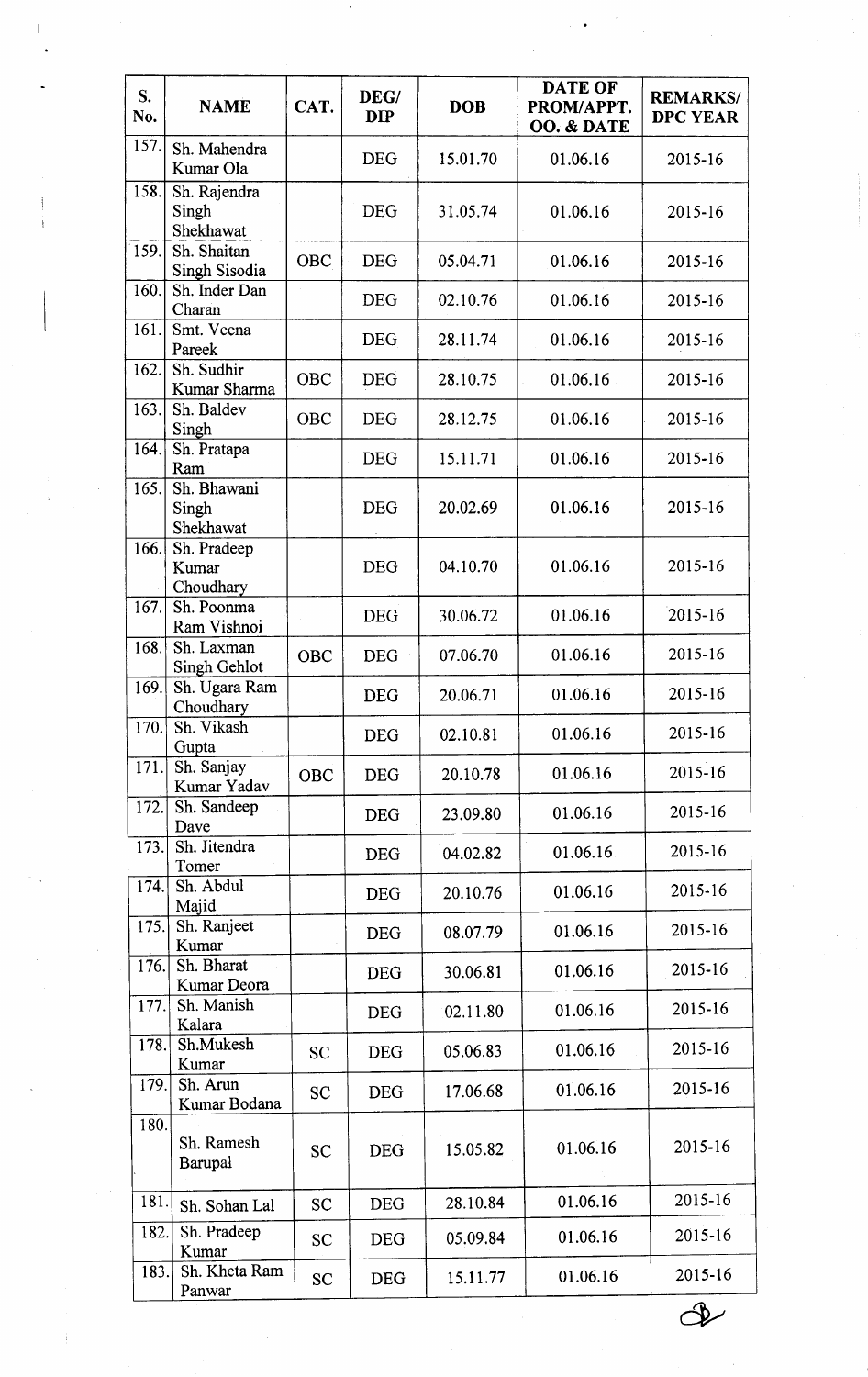| S. No. | NAME | CAT. | DEG/ DIP | DOB | DATE OF PROM/APPT. OO. & DATE | REMARKS/ DPC YEAR |
|---|---|---|---|---|---|---|
| 157. | Sh. Mahendra Kumar Ola | | DEG | 15.01.70 | 01.06.16 | 2015-16 |
| 158. | Sh. Rajendra Singh Shekhawat | | DEG | 31.05.74 | 01.06.16 | 2015-16 |
| 159. | Sh. Shaitan Singh Sisodia | OBC | DEG | 05.04.71 | 01.06.16 | 2015-16 |
| 160. | Sh. Inder Dan Charan | | DEG | 02.10.76 | 01.06.16 | 2015-16 |
| 161. | Smt. Veena Pareek | | DEG | 28.11.74 | 01.06.16 | 2015-16 |
| 162. | Sh. Sudhir Kumar Sharma | OBC | DEG | 28.10.75 | 01.06.16 | 2015-16 |
| 163. | Sh. Baldev Singh | OBC | DEG | 28.12.75 | 01.06.16 | 2015-16 |
| 164. | Sh. Pratapa Ram | | DEG | 15.11.71 | 01.06.16 | 2015-16 |
| 165. | Sh. Bhawani Singh Shekhawat | | DEG | 20.02.69 | 01.06.16 | 2015-16 |
| 166. | Sh. Pradeep Kumar Choudhary | | DEG | 04.10.70 | 01.06.16 | 2015-16 |
| 167. | Sh. Poonma Ram Vishnoi | | DEG | 30.06.72 | 01.06.16 | 2015-16 |
| 168. | Sh. Laxman Singh Gehlot | OBC | DEG | 07.06.70 | 01.06.16 | 2015-16 |
| 169. | Sh. Ugara Ram Choudhary | | DEG | 20.06.71 | 01.06.16 | 2015-16 |
| 170. | Sh. Vikash Gupta | | DEG | 02.10.81 | 01.06.16 | 2015-16 |
| 171. | Sh. Sanjay Kumar Yadav | OBC | DEG | 20.10.78 | 01.06.16 | 2015-16 |
| 172. | Sh. Sandeep Dave | | DEG | 23.09.80 | 01.06.16 | 2015-16 |
| 173. | Sh. Jitendra Tomer | | DEG | 04.02.82 | 01.06.16 | 2015-16 |
| 174. | Sh. Abdul Majid | | DEG | 20.10.76 | 01.06.16 | 2015-16 |
| 175. | Sh. Ranjeet Kumar | | DEG | 08.07.79 | 01.06.16 | 2015-16 |
| 176. | Sh. Bharat Kumar Deora | | DEG | 30.06.81 | 01.06.16 | 2015-16 |
| 177. | Sh. Manish Kalara | | DEG | 02.11.80 | 01.06.16 | 2015-16 |
| 178. | Sh.Mukesh Kumar | SC | DEG | 05.06.83 | 01.06.16 | 2015-16 |
| 179. | Sh. Arun Kumar Bodana | SC | DEG | 17.06.68 | 01.06.16 | 2015-16 |
| 180. | Sh. Ramesh Barupal | SC | DEG | 15.05.82 | 01.06.16 | 2015-16 |
| 181. | Sh. Sohan Lal | SC | DEG | 28.10.84 | 01.06.16 | 2015-16 |
| 182. | Sh. Pradeep Kumar | SC | DEG | 05.09.84 | 01.06.16 | 2015-16 |
| 183. | Sh. Kheta Ram Panwar | SC | DEG | 15.11.77 | 01.06.16 | 2015-16 |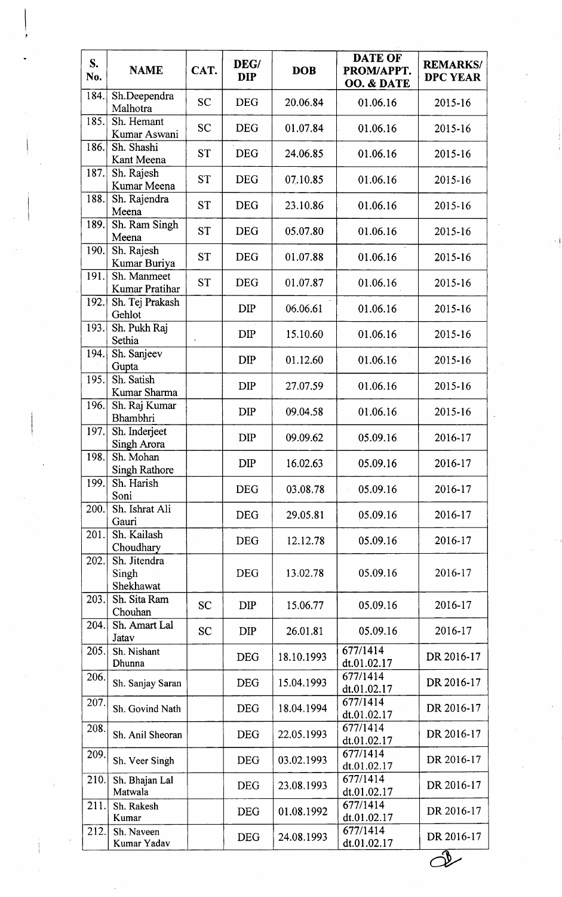| S. No. | NAME | CAT. | DEG/ DIP | DOB | DATE OF PROM/APPT. OO. & DATE | REMARKS/ DPC YEAR |
|---|---|---|---|---|---|---|
| 184. | Sh.Deependra Malhotra | SC | DEG | 20.06.84 | 01.06.16 | 2015-16 |
| 185. | Sh. Hemant Kumar Aswani | SC | DEG | 01.07.84 | 01.06.16 | 2015-16 |
| 186. | Sh. Shashi Kant Meena | ST | DEG | 24.06.85 | 01.06.16 | 2015-16 |
| 187. | Sh. Rajesh Kumar Meena | ST | DEG | 07.10.85 | 01.06.16 | 2015-16 |
| 188. | Sh. Rajendra Meena | ST | DEG | 23.10.86 | 01.06.16 | 2015-16 |
| 189. | Sh. Ram Singh Meena | ST | DEG | 05.07.80 | 01.06.16 | 2015-16 |
| 190. | Sh. Rajesh Kumar Buriya | ST | DEG | 01.07.88 | 01.06.16 | 2015-16 |
| 191. | Sh. Manmeet Kumar Pratihar | ST | DEG | 01.07.87 | 01.06.16 | 2015-16 |
| 192. | Sh. Tej Prakash Gehlot | | DIP | 06.06.61 | 01.06.16 | 2015-16 |
| 193. | Sh. Pukh Raj Sethia | | DIP | 15.10.60 | 01.06.16 | 2015-16 |
| 194. | Sh. Sanjeev Gupta | | DIP | 01.12.60 | 01.06.16 | 2015-16 |
| 195. | Sh. Satish Kumar Sharma | | DIP | 27.07.59 | 01.06.16 | 2015-16 |
| 196. | Sh. Raj Kumar Bhambhri | | DIP | 09.04.58 | 01.06.16 | 2015-16 |
| 197. | Sh. Inderjeet Singh Arora | | DIP | 09.09.62 | 05.09.16 | 2016-17 |
| 198. | Sh. Mohan Singh Rathore | | DIP | 16.02.63 | 05.09.16 | 2016-17 |
| 199. | Sh. Harish Soni | | DEG | 03.08.78 | 05.09.16 | 2016-17 |
| 200. | Sh. Ishrat Ali Gauri | | DEG | 29.05.81 | 05.09.16 | 2016-17 |
| 201. | Sh. Kailash Choudhary | | DEG | 12.12.78 | 05.09.16 | 2016-17 |
| 202. | Sh. Jitendra Singh Shekhawat | | DEG | 13.02.78 | 05.09.16 | 2016-17 |
| 203. | Sh. Sita Ram Chouhan | SC | DIP | 15.06.77 | 05.09.16 | 2016-17 |
| 204. | Sh. Amart Lal Jatav | SC | DIP | 26.01.81 | 05.09.16 | 2016-17 |
| 205. | Sh. Nishant Dhunna | | DEG | 18.10.1993 | 677/1414 dt.01.02.17 | DR 2016-17 |
| 206. | Sh. Sanjay Saran | | DEG | 15.04.1993 | 677/1414 dt.01.02.17 | DR 2016-17 |
| 207. | Sh. Govind Nath | | DEG | 18.04.1994 | 677/1414 dt.01.02.17 | DR 2016-17 |
| 208. | Sh. Anil Sheoran | | DEG | 22.05.1993 | 677/1414 dt.01.02.17 | DR 2016-17 |
| 209. | Sh. Veer Singh | | DEG | 03.02.1993 | 677/1414 dt.01.02.17 | DR 2016-17 |
| 210. | Sh. Bhajan Lal Matwala | | DEG | 23.08.1993 | 677/1414 dt.01.02.17 | DR 2016-17 |
| 211. | Sh. Rakesh Kumar | | DEG | 01.08.1992 | 677/1414 dt.01.02.17 | DR 2016-17 |
| 212. | Sh. Naveen Kumar Yadav | | DEG | 24.08.1993 | 677/1414 dt.01.02.17 | DR 2016-17 |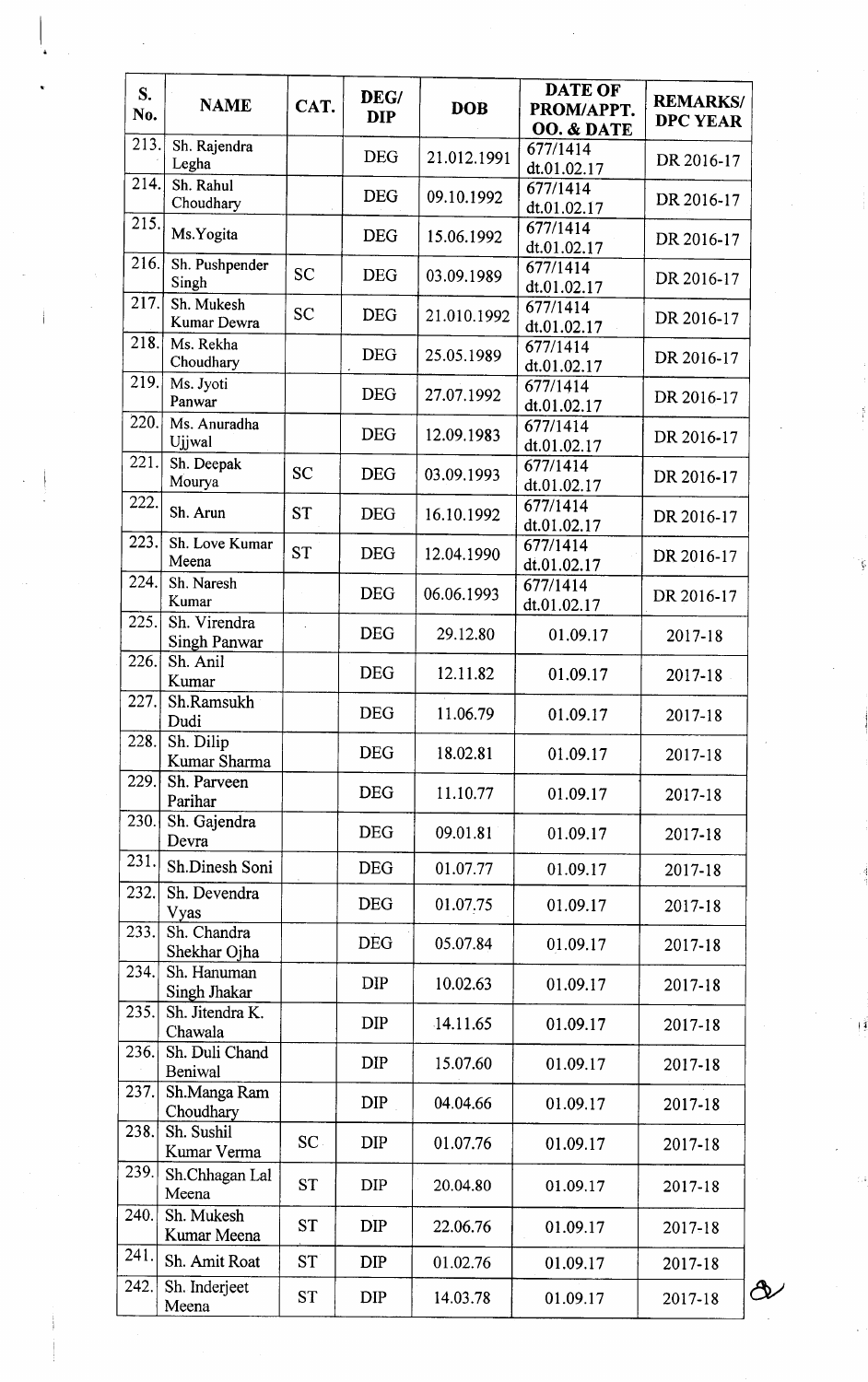| S. No. | NAME | CAT. | DEG/ DIP | DOB | DATE OF PROM/APPT. OO. & DATE | REMARKS/ DPC YEAR |
|---|---|---|---|---|---|---|
| 213. | Sh. Rajendra Legha | | DEG | 21.012.1991 | 677/1414 dt.01.02.17 | DR 2016-17 |
| 214. | Sh. Rahul Choudhary | | DEG | 09.10.1992 | 677/1414 dt.01.02.17 | DR 2016-17 |
| 215. | Ms.Yogita | | DEG | 15.06.1992 | 677/1414 dt.01.02.17 | DR 2016-17 |
| 216. | Sh. Pushpender Singh | SC | DEG | 03.09.1989 | 677/1414 dt.01.02.17 | DR 2016-17 |
| 217. | Sh. Mukesh Kumar Dewra | SC | DEG | 21.010.1992 | 677/1414 dt.01.02.17 | DR 2016-17 |
| 218. | Ms. Rekha Choudhary | | DEG | 25.05.1989 | 677/1414 dt.01.02.17 | DR 2016-17 |
| 219. | Ms. Jyoti Panwar | | DEG | 27.07.1992 | 677/1414 dt.01.02.17 | DR 2016-17 |
| 220. | Ms. Anuradha Ujjwal | | DEG | 12.09.1983 | 677/1414 dt.01.02.17 | DR 2016-17 |
| 221. | Sh. Deepak Mourya | SC | DEG | 03.09.1993 | 677/1414 dt.01.02.17 | DR 2016-17 |
| 222. | Sh. Arun | ST | DEG | 16.10.1992 | 677/1414 dt.01.02.17 | DR 2016-17 |
| 223. | Sh. Love Kumar Meena | ST | DEG | 12.04.1990 | 677/1414 dt.01.02.17 | DR 2016-17 |
| 224. | Sh. Naresh Kumar | | DEG | 06.06.1993 | 677/1414 dt.01.02.17 | DR 2016-17 |
| 225. | Sh. Virendra Singh Panwar | | DEG | 29.12.80 | 01.09.17 | 2017-18 |
| 226. | Sh. Anil Kumar | | DEG | 12.11.82 | 01.09.17 | 2017-18 |
| 227. | Sh.Ramsukh Dudi | | DEG | 11.06.79 | 01.09.17 | 2017-18 |
| 228. | Sh. Dilip Kumar Sharma | | DEG | 18.02.81 | 01.09.17 | 2017-18 |
| 229. | Sh. Parveen Parihar | | DEG | 11.10.77 | 01.09.17 | 2017-18 |
| 230. | Sh. Gajendra Devra | | DEG | 09.01.81 | 01.09.17 | 2017-18 |
| 231. | Sh.Dinesh Soni | | DEG | 01.07.77 | 01.09.17 | 2017-18 |
| 232. | Sh. Devendra Vyas | | DEG | 01.07.75 | 01.09.17 | 2017-18 |
| 233. | Sh. Chandra Shekhar Ojha | | DEG | 05.07.84 | 01.09.17 | 2017-18 |
| 234. | Sh. Hanuman Singh Jhakar | | DIP | 10.02.63 | 01.09.17 | 2017-18 |
| 235. | Sh. Jitendra K. Chawala | | DIP | 14.11.65 | 01.09.17 | 2017-18 |
| 236. | Sh. Duli Chand Beniwal | | DIP | 15.07.60 | 01.09.17 | 2017-18 |
| 237. | Sh.Manga Ram Choudhary | | DIP | 04.04.66 | 01.09.17 | 2017-18 |
| 238. | Sh. Sushil Kumar Verma | SC | DIP | 01.07.76 | 01.09.17 | 2017-18 |
| 239. | Sh.Chhagan Lal Meena | ST | DIP | 20.04.80 | 01.09.17 | 2017-18 |
| 240. | Sh. Mukesh Kumar Meena | ST | DIP | 22.06.76 | 01.09.17 | 2017-18 |
| 241. | Sh. Amit Roat | ST | DIP | 01.02.76 | 01.09.17 | 2017-18 |
| 242. | Sh. Inderjeet Meena | ST | DIP | 14.03.78 | 01.09.17 | 2017-18 |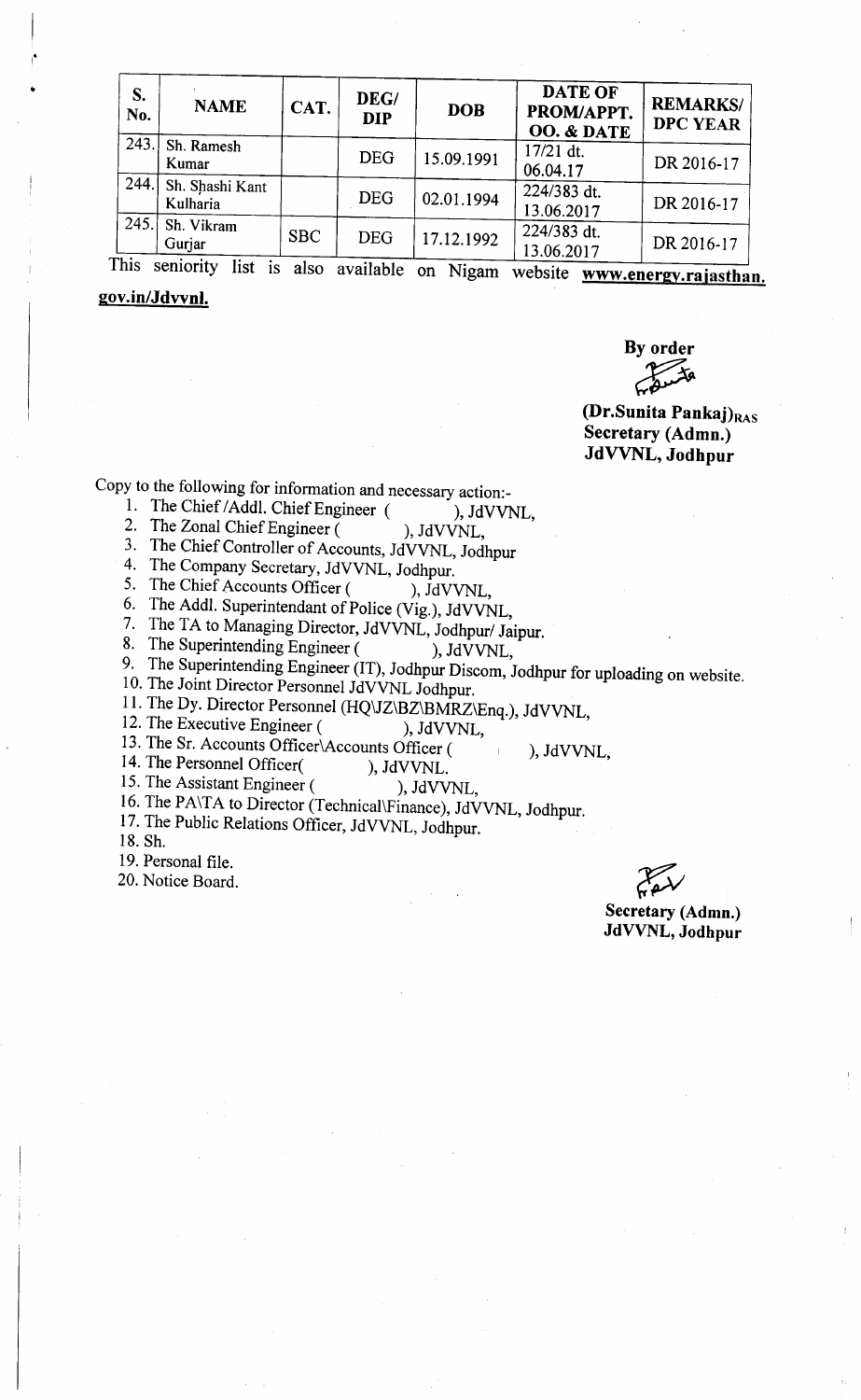| S. No. | NAME | CAT. | DEG/ DIP | DOB | DATE OF PROM/APPT. OO. & DATE | REMARKS/ DPC YEAR |
|---|---|---|---|---|---|---|
| 243. | Sh. Ramesh Kumar | | DEG | 15.09.1991 | 17/21 dt. 06.04.17 | DR 2016-17 |
| 244. | Sh. Shashi Kant Kulharia | | DEG | 02.01.1994 | 224/383 dt. 13.06.2017 | DR 2016-17 |
| 245. | Sh. Vikram Gurjar | SBC | DEG | 17.12.1992 | 224/383 dt. 13.06.2017 | DR 2016-17 |

This seniority list is also available on Nigam website **www.energy.rajasthan.gov.in/Jdvvnl.**

**By order**

**(Dr.Sunita Pankaj)$_{RAS}$**
**Secretary (Admn.)**
**JdVVNL, Jodhpur**

Copy to the following for information and necessary action:-

1. The Chief /Addl. Chief Engineer ( ), JdVVNL,
2. The Zonal Chief Engineer ( ), JdVVNL,
3. The Chief Controller of Accounts, JdVVNL, Jodhpur
4. The Company Secretary, JdVVNL, Jodhpur.
5. The Chief Accounts Officer ( ), JdVVNL,
6. The Addl. Superintendant of Police (Vig.), JdVVNL,
7. The TA to Managing Director, JdVVNL, Jodhpur/ Jaipur.
8. The Superintending Engineer ( ), JdVVNL,
9. The Superintending Engineer (IT), Jodhpur Discom, Jodhpur for uploading on website.
10. The Joint Director Personnel JdVVNL Jodhpur.
11. The Dy. Director Personnel (HQ\JZ\BZ\BMRZ\Enq.), JdVVNL,
12. The Executive Engineer ( ), JdVVNL,
13. The Sr. Accounts Officer\Accounts Officer ( ), JdVVNL,
14. The Personnel Officer( ), JdVVNL.
15. The Assistant Engineer ( ), JdVVNL,
16. The PA\TA to Director (Technical\Finance), JdVVNL, Jodhpur.
17. The Public Relations Officer, JdVVNL, Jodhpur.
18. Sh.
19. Personal file.
20. Notice Board.

**Secretary (Admn.)**
**JdVVNL, Jodhpur**